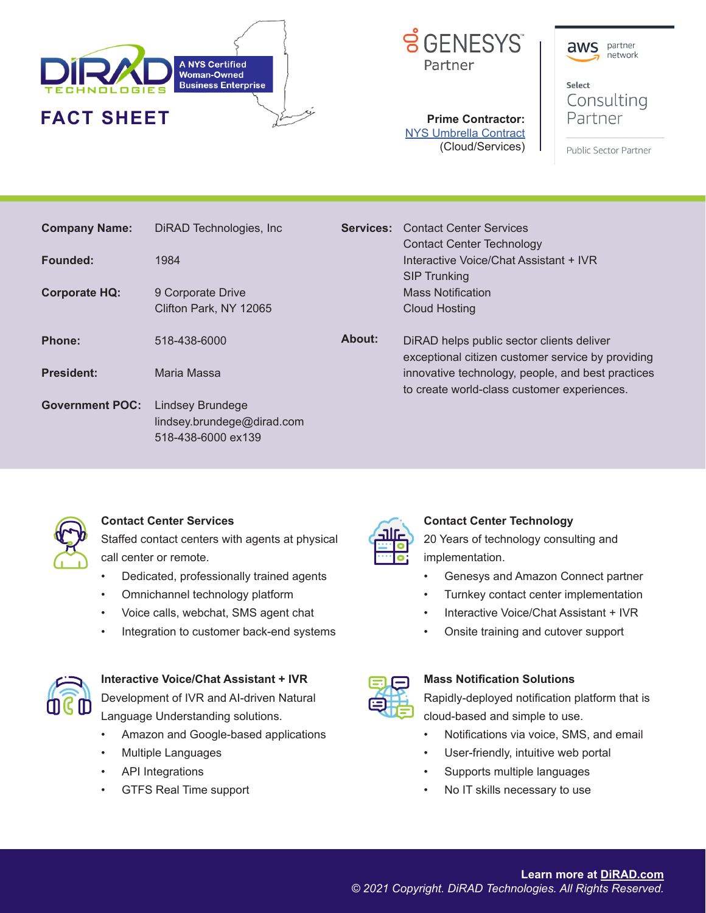DiRAD TECHNOLOGIES

A NYS Certified Woman-Owned Business Enterprise

# FACT SHEET

GENESYS Partner

**Prime Contractor:**
NYS Umbrella Contract
(Cloud/Services)

aws partner network

Select Consulting Partner

Public Sector Partner

**Company Name:** DiRAD Technologies, Inc

**Founded:** 1984

**Corporate HQ:** 9 Corporate Drive
Clifton Park, NY 12065

**Phone:** 518-438-6000

**President:** Maria Massa

**Government POC:** Lindsey Brundege
lindsey.brundege@dirad.com
518-438-6000 ex139

**Services:**
Contact Center Services
Contact Center Technology
Interactive Voice/Chat Assistant + IVR
SIP Trunking
Mass Notification
Cloud Hosting

**About:** DiRAD helps public sector clients deliver exceptional citizen customer service by providing innovative technology, people, and best practices to create world-class customer experiences.

### Contact Center Services

Staffed contact centers with agents at physical call center or remote.

- Dedicated, professionally trained agents
- Omnichannel technology platform
- Voice calls, webchat, SMS agent chat
- Integration to customer back-end systems

### Contact Center Technology

20 Years of technology consulting and implementation.

- Genesys and Amazon Connect partner
- Turnkey contact center implementation
- Interactive Voice/Chat Assistant + IVR
- Onsite training and cutover support

### Interactive Voice/Chat Assistant + IVR

Development of IVR and AI-driven Natural Language Understanding solutions.

- Amazon and Google-based applications
- Multiple Languages
- API Integrations
- GTFS Real Time support

### Mass Notification Solutions

Rapidly-deployed notification platform that is cloud-based and simple to use.

- Notifications via voice, SMS, and email
- User-friendly, intuitive web portal
- Supports multiple languages
- No IT skills necessary to use

**Learn more at DiRAD.com**
*© 2021 Copyright. DiRAD Technologies. All Rights Reserved.*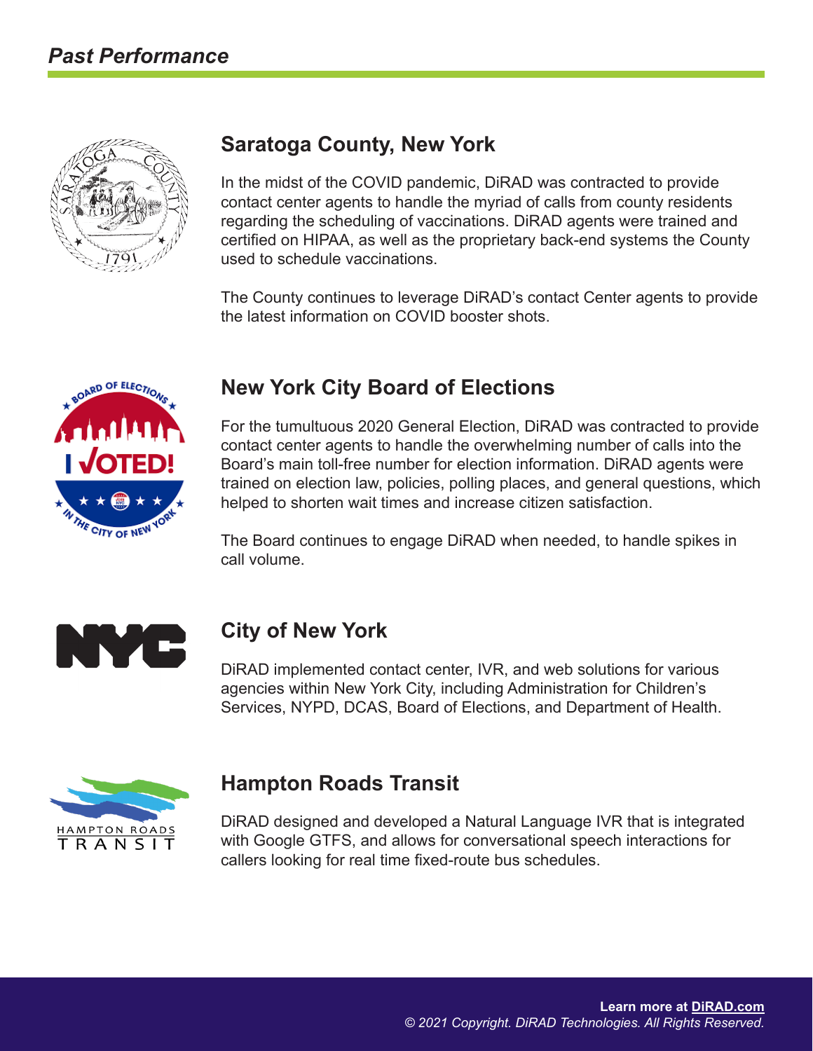## *Past Performance*

### Saratoga County, New York

In the midst of the COVID pandemic, DiRAD was contracted to provide contact center agents to handle the myriad of calls from county residents regarding the scheduling of vaccinations. DiRAD agents were trained and certified on HIPAA, as well as the proprietary back-end systems the County used to schedule vaccinations.

The County continues to leverage DiRAD's contact Center agents to provide the latest information on COVID booster shots.

### New York City Board of Elections

For the tumultuous 2020 General Election, DiRAD was contracted to provide contact center agents to handle the overwhelming number of calls into the Board's main toll-free number for election information. DiRAD agents were trained on election law, policies, polling places, and general questions, which helped to shorten wait times and increase citizen satisfaction.

The Board continues to engage DiRAD when needed, to handle spikes in call volume.

### City of New York

DiRAD implemented contact center, IVR, and web solutions for various agencies within New York City, including Administration for Children's Services, NYPD, DCAS, Board of Elections, and Department of Health.

### Hampton Roads Transit

DiRAD designed and developed a Natural Language IVR that is integrated with Google GTFS, and allows for conversational speech interactions for callers looking for real time fixed-route bus schedules.

**Learn more at DiRAD.com**
*© 2021 Copyright. DiRAD Technologies. All Rights Reserved.*